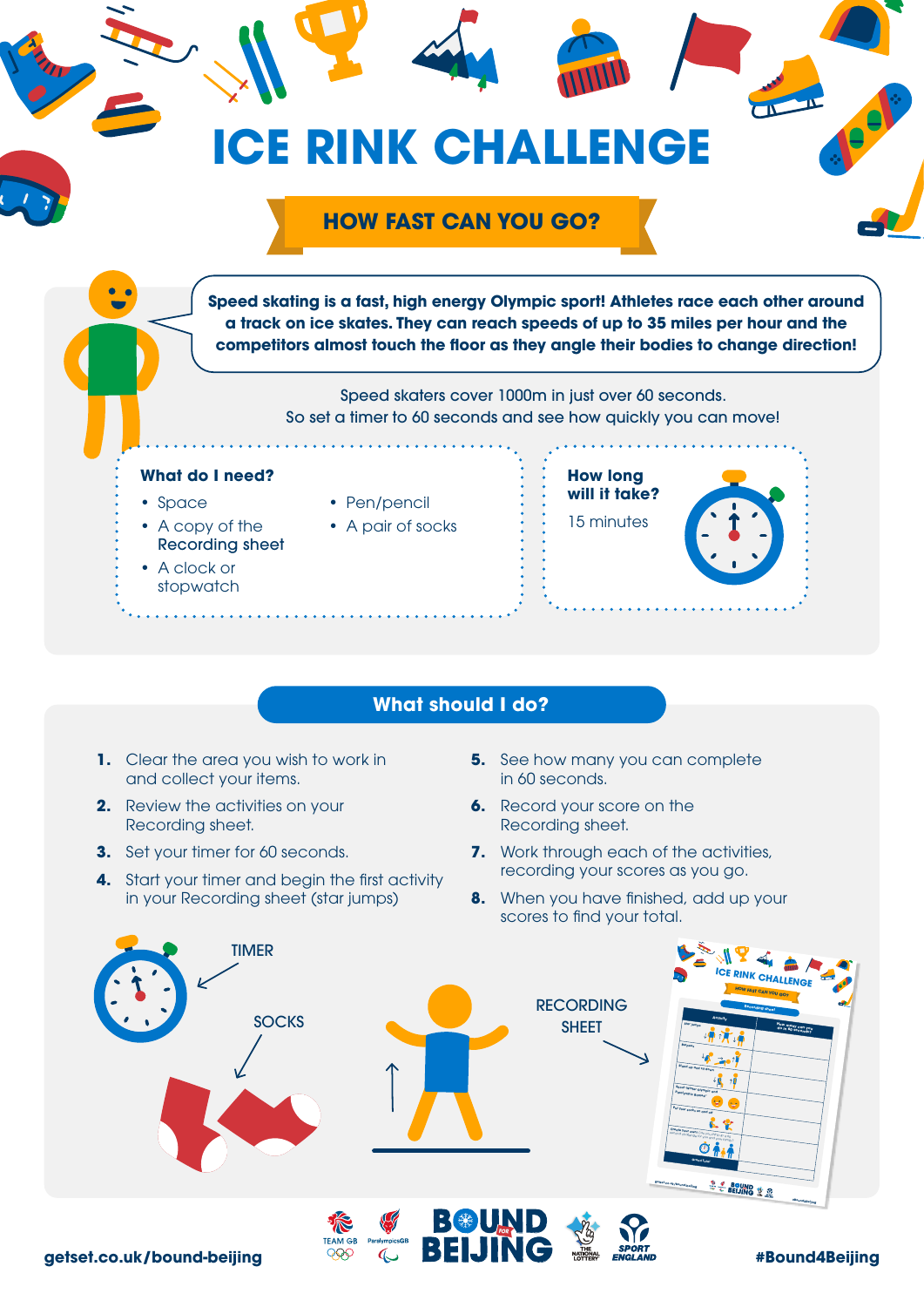# ICE RINK CHALLENGE

## HOW FAST CAN YOU GO?

**Speed skating is a fast, high energy Olympic sport! Athletes race each other around a track on ice skates. They can reach speeds of up to 35 miles per hour and the competitors almost touch the floor as they angle their bodies to change direction!**

Speed skaters cover 1000m in just over 60 seconds.
So set a timer to 60 seconds and see how quickly you can move!

### What do I need?

- Space
- A copy of the Recording sheet
- A clock or stopwatch
- Pen/pencil
- A pair of socks

### How long will it take?

15 minutes

## What should I do?

1. Clear the area you wish to work in and collect your items.
2. Review the activities on your Recording sheet.
3. Set your timer for 60 seconds.
4. Start your timer and begin the first activity in your Recording sheet (star jumps)
5. See how many you can complete in 60 seconds.
6. Record your score on the Recording sheet.
7. Work through each of the activities, recording your scores as you go.
8. When you have finished, add up your scores to find your total.

TIMER

SOCKS

RECORDING SHEET

getset.co.uk/bound-beijing

#Bound4Beijing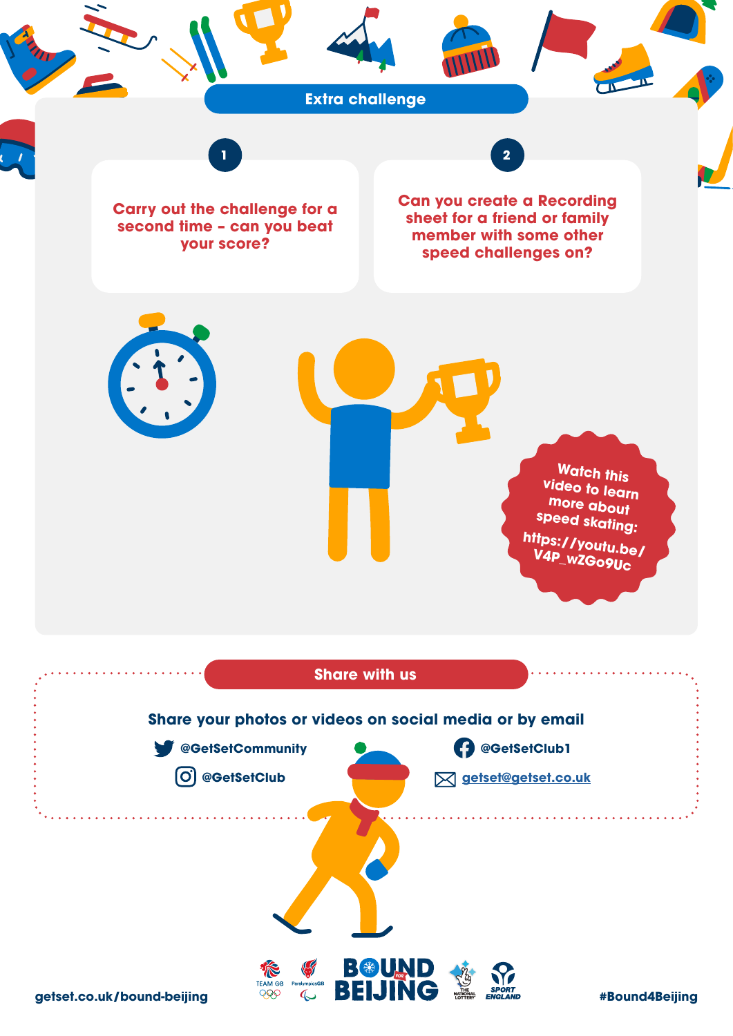## Extra challenge

1. Carry out the challenge for a second time – can you beat your score?

2. Can you create a Recording sheet for a friend or family member with some other speed challenges on?

Watch this video to learn more about speed skating: https://youtu.be/V4P_wZGo9Uc

## Share with us

**Share your photos or videos on social media or by email**

@GetSetCommunity

@GetSetClub1

@GetSetClub

getset@getset.co.uk

getset.co.uk/bound-beijing

#Bound4Beijing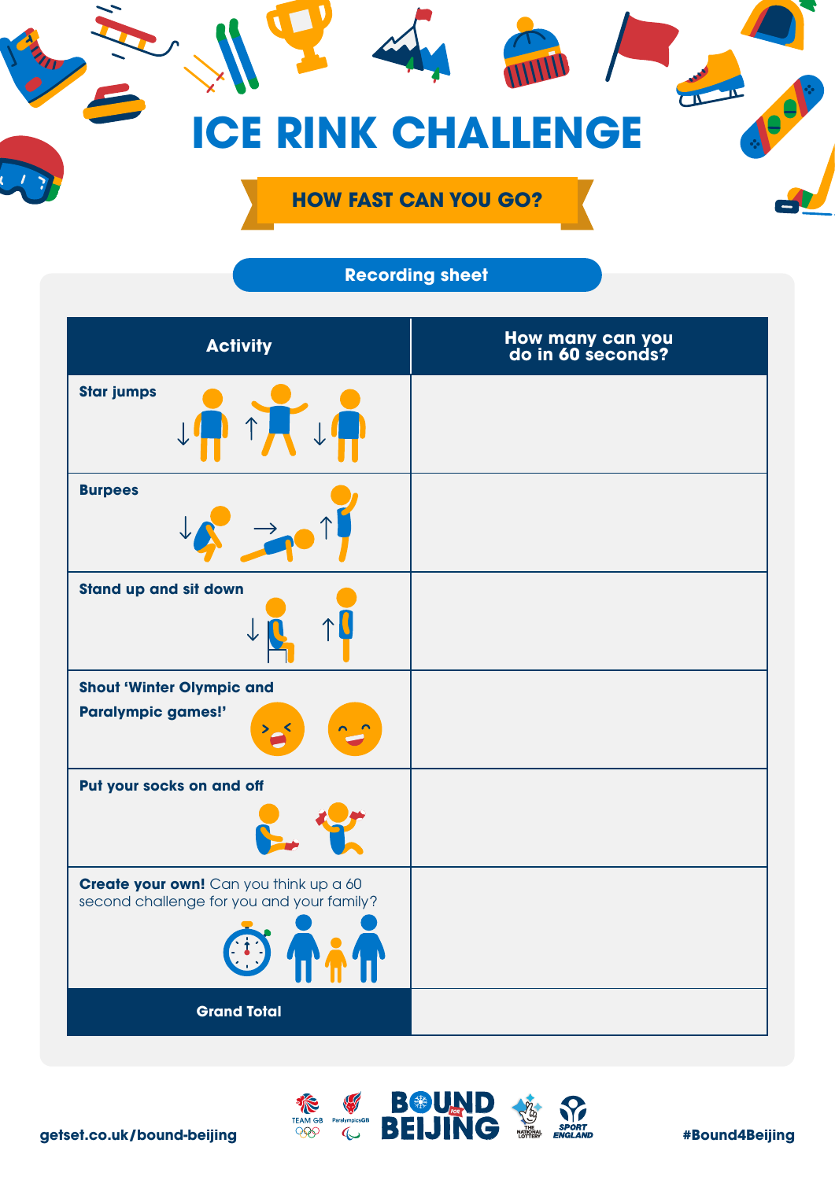# ICE RINK CHALLENGE

## HOW FAST CAN YOU GO?

### Recording sheet

| Activity | How many can you do in 60 seconds? |
|---|---|
| **Star jumps** | |
| **Burpees** | |
| **Stand up and sit down** | |
| **Shout 'Winter Olympic and Paralympic games!'** | |
| **Put your socks on and off** | |
| **Create your own!** Can you think up a 60 second challenge for you and your family? | |
| **Grand Total** | |

getset.co.uk/bound-beijing

#Bound4Beijing